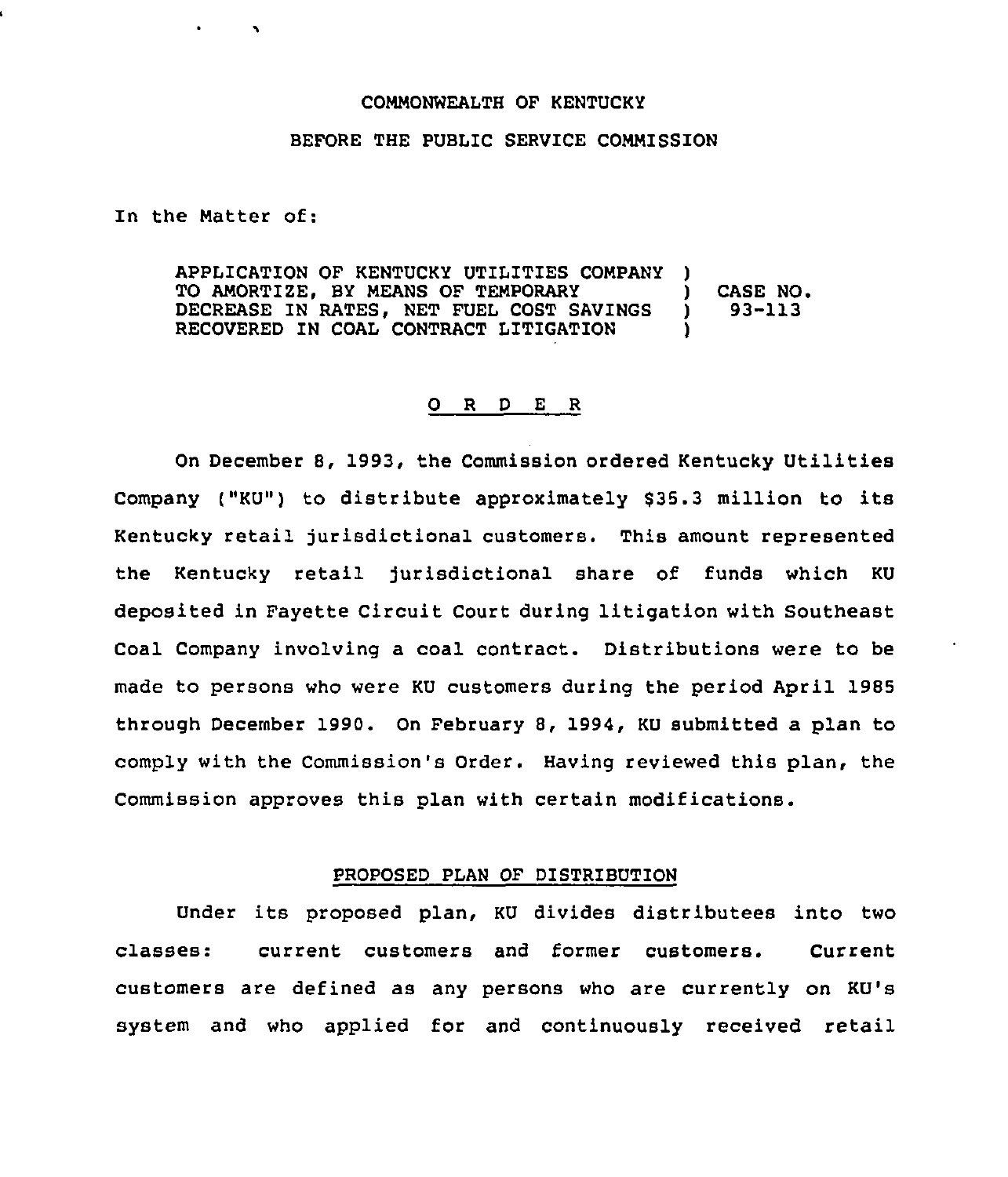COMMONWEALTH OF KENTUCKY

BEFORE THE PUBLIC SERVICE COMMISSION

In the Matter of:

| | | |
|---|---|---|
| APPLICATION OF KENTUCKY UTILITIES COMPANY TO AMORTIZE, BY MEANS OF TEMPORARY DECREASE IN RATES, NET FUEL COST SAVINGS RECOVERED IN COAL CONTRACT LITIGATION | ) ) ) ) | CASE NO. 93-113 |

## O R D E R

On December 8, 1993, the Commission ordered Kentucky Utilities Company ("KU") to distribute approximately $35.3 million to its Kentucky retail jurisdictional customers. This amount represented the Kentucky retail jurisdictional share of funds which KU deposited in Fayette Circuit Court during litigation with Southeast Coal Company involving a coal contract. Distributions were to be made to persons who were KU customers during the period April 1985 through December 1990. On February 8, 1994, KU submitted a plan to comply with the Commission's Order. Having reviewed this plan, the Commission approves this plan with certain modifications.

### PROPOSED PLAN OF DISTRIBUTION

Under its proposed plan, KU divides distributees into two classes: current customers and former customers. Current customers are defined as any persons who are currently on KU's system and who applied for and continuously received retail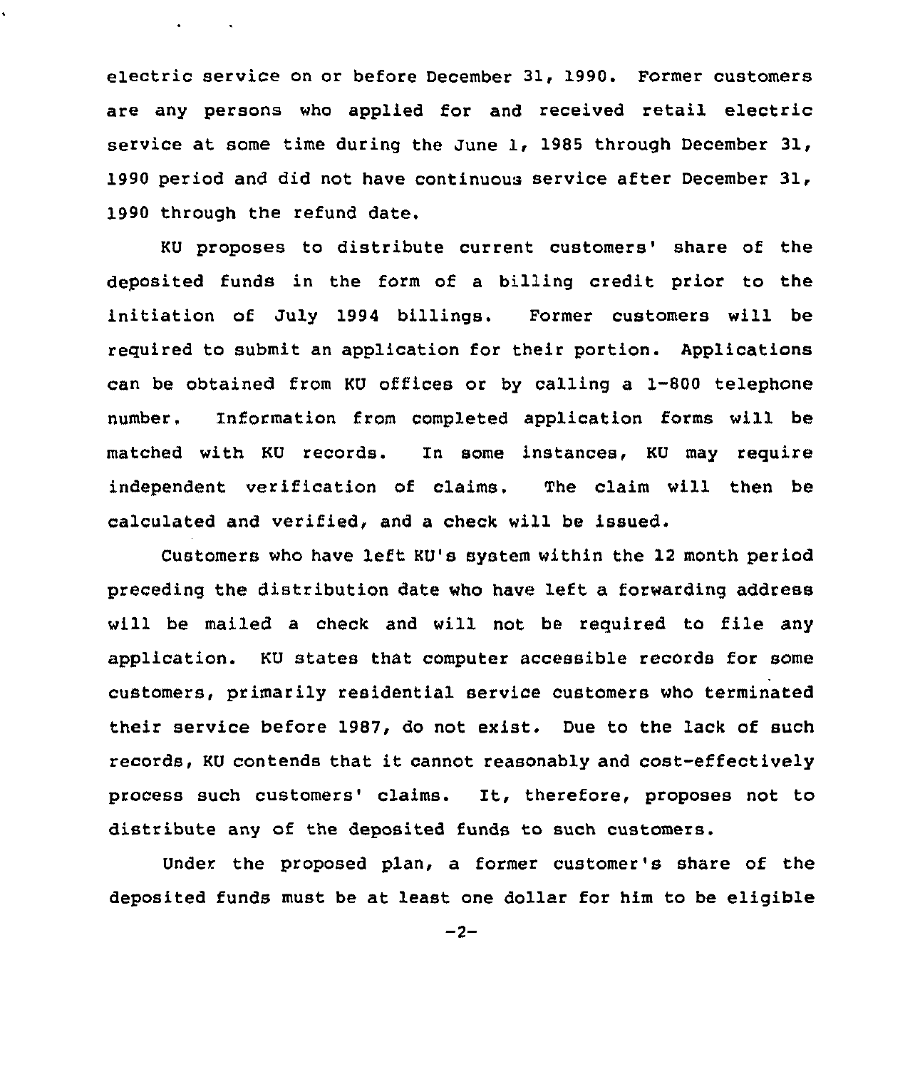electric service on or before December 31, 1990. Former customers are any persons who applied for and received retail electric service at some time during the June 1, 1985 through December 31, 1990 period and did not have continuous service after December 31, 1990 through the refund date.

KU proposes to distribute current customers' share of the deposited funds in the form of a billing credit prior to the initiation of July 1994 billings. Former customers will be required to submit an application for their portion. Applications can be obtained from KU offices or by calling a 1-800 telephone number. Information from completed application forms will be matched with KU records. In some instances, KU may require independent verification of claims. The claim will then be calculated and verified, and a check will be issued.

Customers who have left KU's system within the 12 month period preceding the distribution date who have left a forwarding address will be mailed a check and will not be required to file any application. KU states that computer accessible records for some customers, primarily residential service customers who terminated their service before 1987, do not exist. Due to the lack of such records, KU contends that it cannot reasonably and cost-effectively process such customers' claims. It, therefore, proposes not to distribute any of the deposited funds to such customers.

Under the proposed plan, a former customer's share of the deposited funds must be at least one dollar for him to be eligible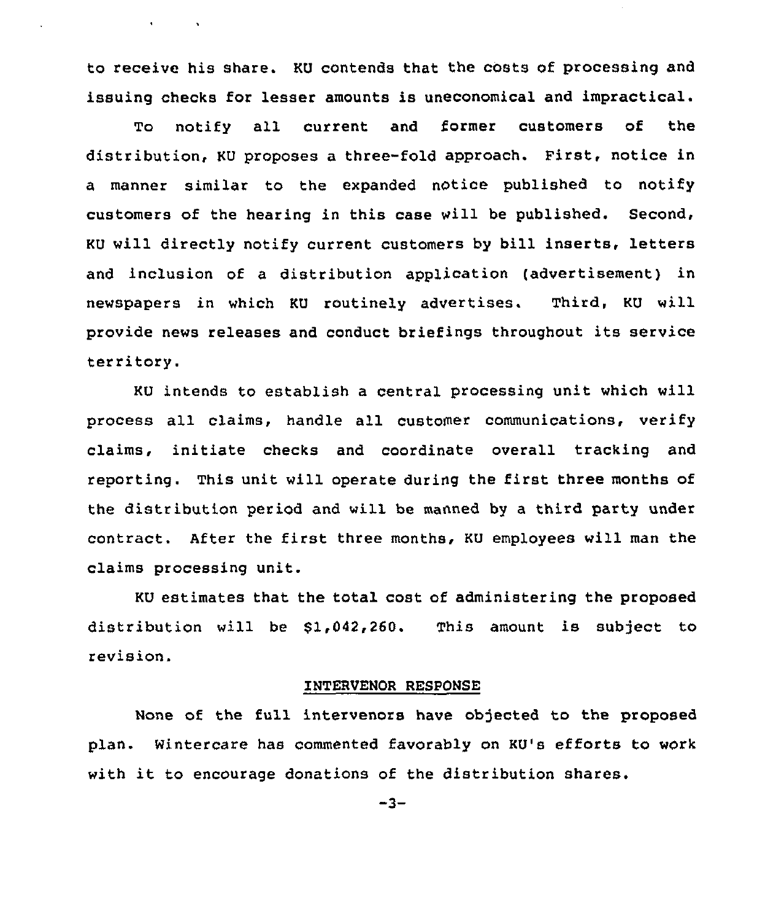to receive his share. KU contends that the costs of processing and issuing checks for lesser amounts is uneconomical and impractical.

To notify all current and former customers of the distribution, KU proposes a three-fold approach. First, notice in a manner similar to the expanded notice published to notify customers of the hearing in this case will be published. Second, KU will directly notify current customers by bill inserts, letters and inclusion of a distribution application (advertisement) in newspapers in which KU routinely advertises. Third, KU will provide news releases and conduct briefings throughout its service territory.

KU intends to establish a central processing unit which will process all claims, handle all customer communications, verify claims, initiate checks and coordinate overall tracking and reporting. This unit will operate during the first three months of the distribution period and will be manned by a third party under contract. After the first three months, KU employees will man the claims processing unit.

KU estimates that the total cost of administering the proposed distribution will be $1,042,260. This amount is subject to revision.

## INTERVENOR RESPONSE

None of the full intervenors have objected to the proposed plan. Wintercare has commented favorably on KU's efforts to work with it to encourage donations of the distribution shares.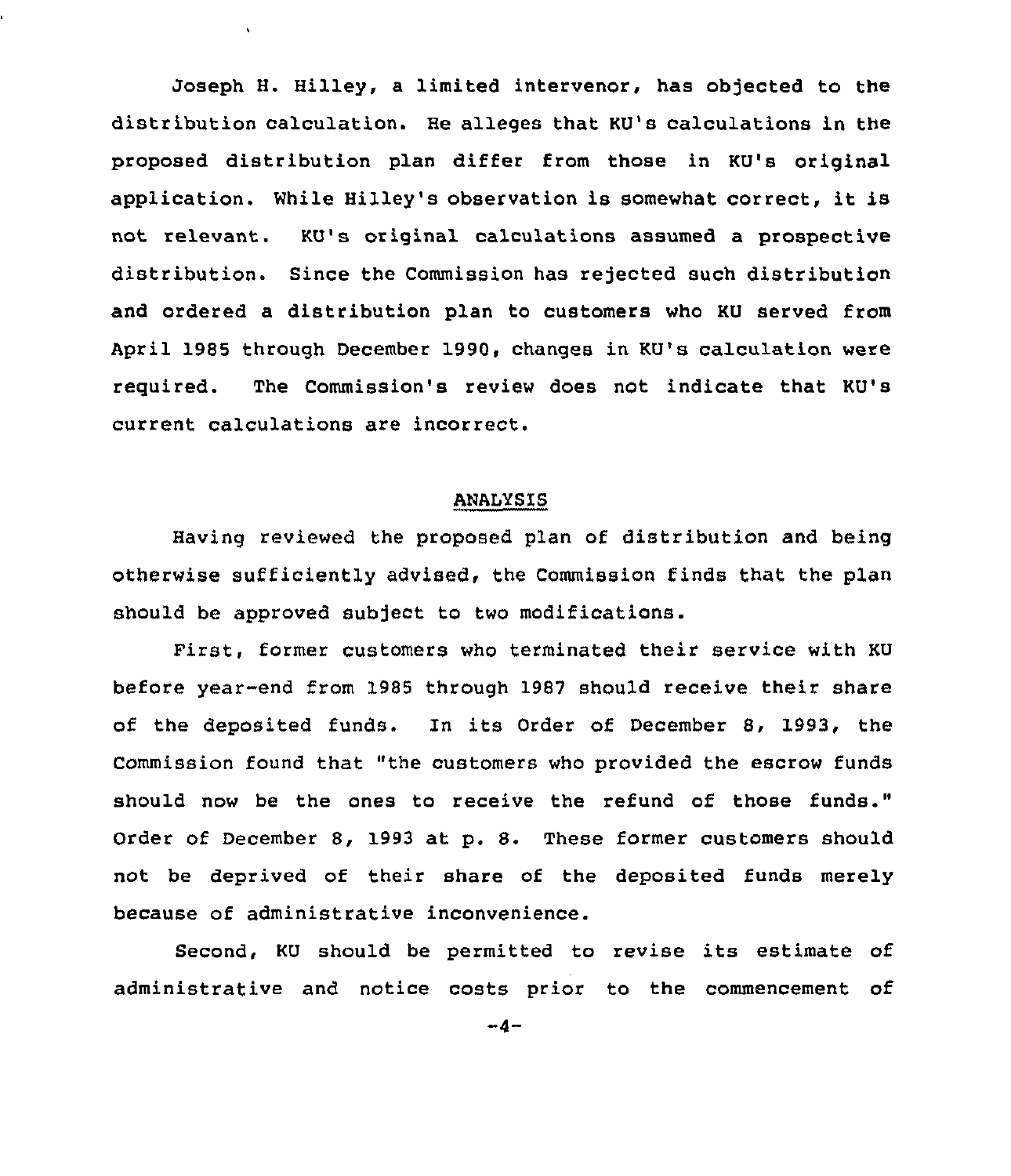Joseph H. Hilley, a limited intervenor, has objected to the distribution calculation. He alleges that KU's calculations in the proposed distribution plan differ from those in KU's original application. While Hilley's observation is somewhat correct, it is not relevant. KU's original calculations assumed a prospective distribution. Since the Commission has rejected such distribution and ordered a distribution plan to customers who KU served from April 1985 through December 1990, changes in KU's calculation were required. The Commission's review does not indicate that KU's current calculations are incorrect.

## ANALYSIS

Having reviewed the proposed plan of distribution and being otherwise sufficiently advised, the Commission finds that the plan should be approved subject to two modifications.

First, former customers who terminated their service with KU before year-end from 1985 through 1987 should receive their share of the deposited funds. In its Order of December 8, 1993, the Commission found that "the customers who provided the escrow funds should now be the ones to receive the refund of those funds." Order of December 8, 1993 at p. 8. These former customers should not be deprived of their share of the deposited funds merely because of administrative inconvenience.

Second, KU should be permitted to revise its estimate of administrative and notice costs prior to the commencement of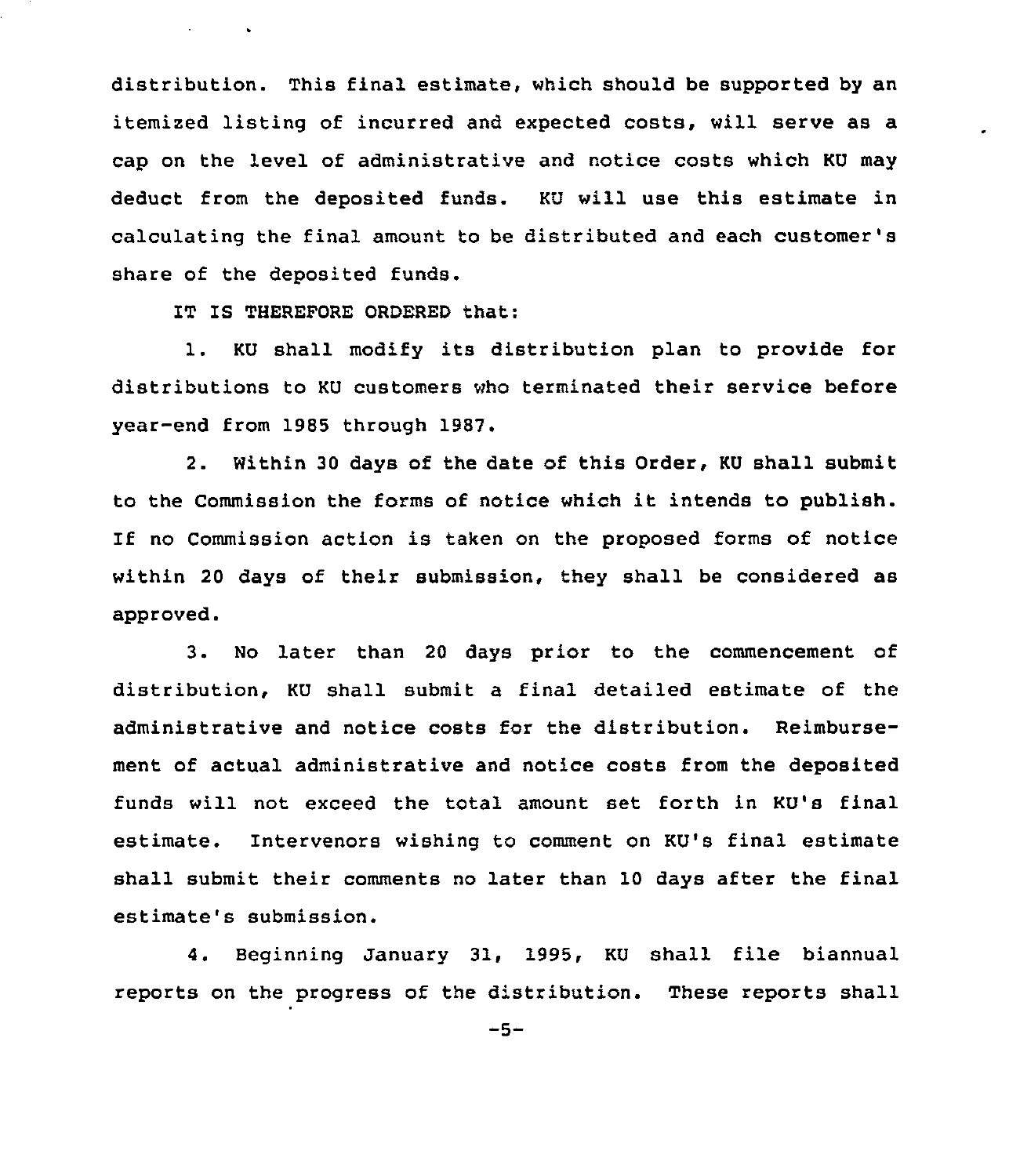distribution. This final estimate, which should be supported by an itemized listing of incurred and expected costs, will serve as a cap on the level of administrative and notice costs which KU may deduct from the deposited funds. KU will use this estimate in calculating the final amount to be distributed and each customer's share of the deposited funds.

IT IS THEREFORE ORDERED that:

1. KU shall modify its distribution plan to provide for distributions to KU customers who terminated their service before year-end from 1985 through 1987.

2. Within 30 days of the date of this Order, KU shall submit to the Commission the forms of notice which it intends to publish. If no Commission action is taken on the proposed forms of notice within 20 days of their submission, they shall be considered as approved.

3. No later than 20 days prior to the commencement of distribution, KU shall submit a final detailed estimate of the administrative and notice costs for the distribution. Reimbursement of actual administrative and notice costs from the deposited funds will not exceed the total amount set forth in KU's final estimate. Intervenors wishing to comment on KU's final estimate shall submit their comments no later than 10 days after the final estimate's submission.

4. Beginning January 31, 1995, KU shall file biannual reports on the progress of the distribution. These reports shall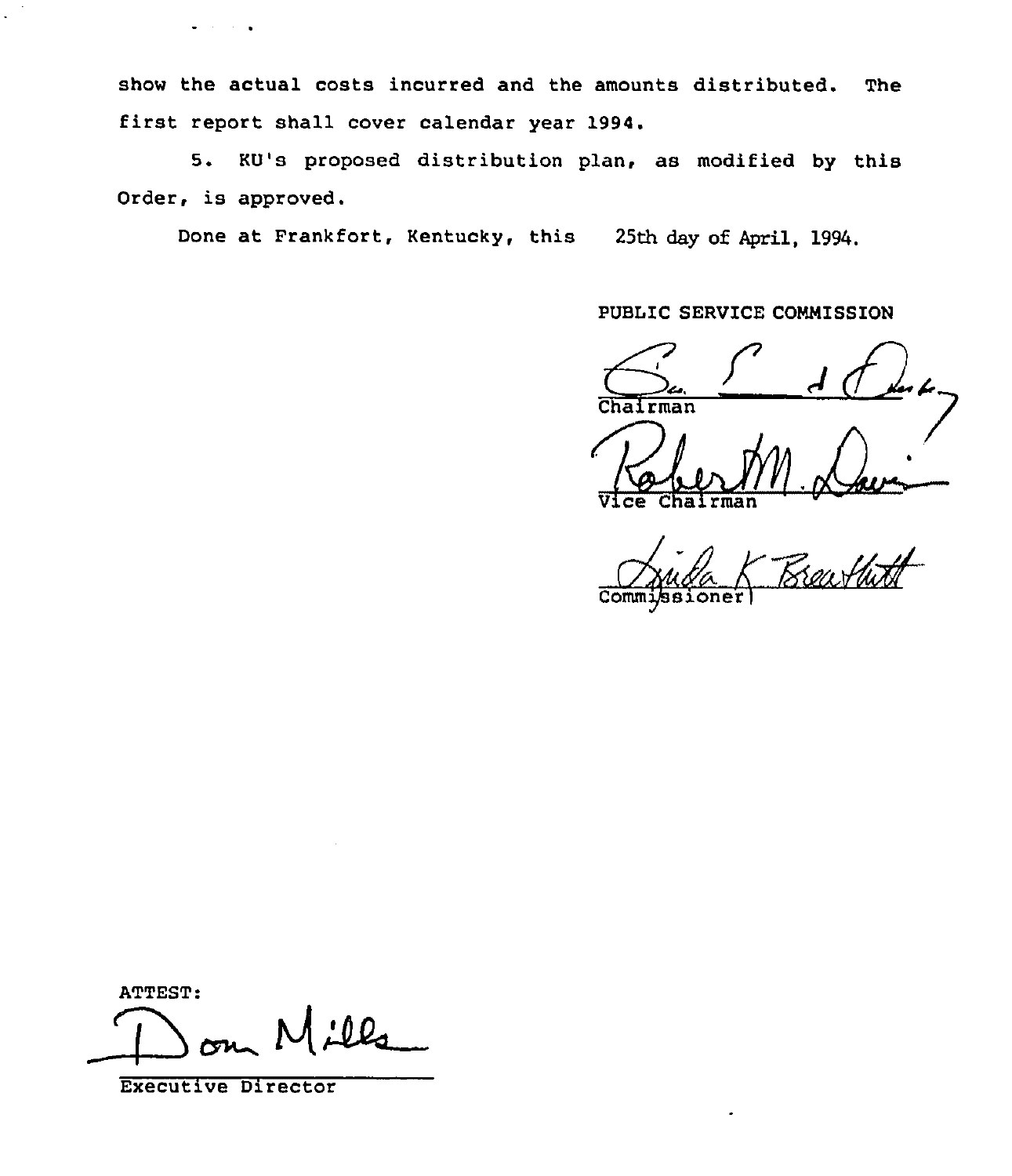show the actual costs incurred and the amounts distributed. The first report shall cover calendar year 1994.

5. KU's proposed distribution plan, as modified by this Order, is approved.

Done at Frankfort, Kentucky, this 25th day of April, 1994.

PUBLIC SERVICE COMMISSION

Chairman

Vice Chairman

Commissioner

ATTEST:

Executive Director